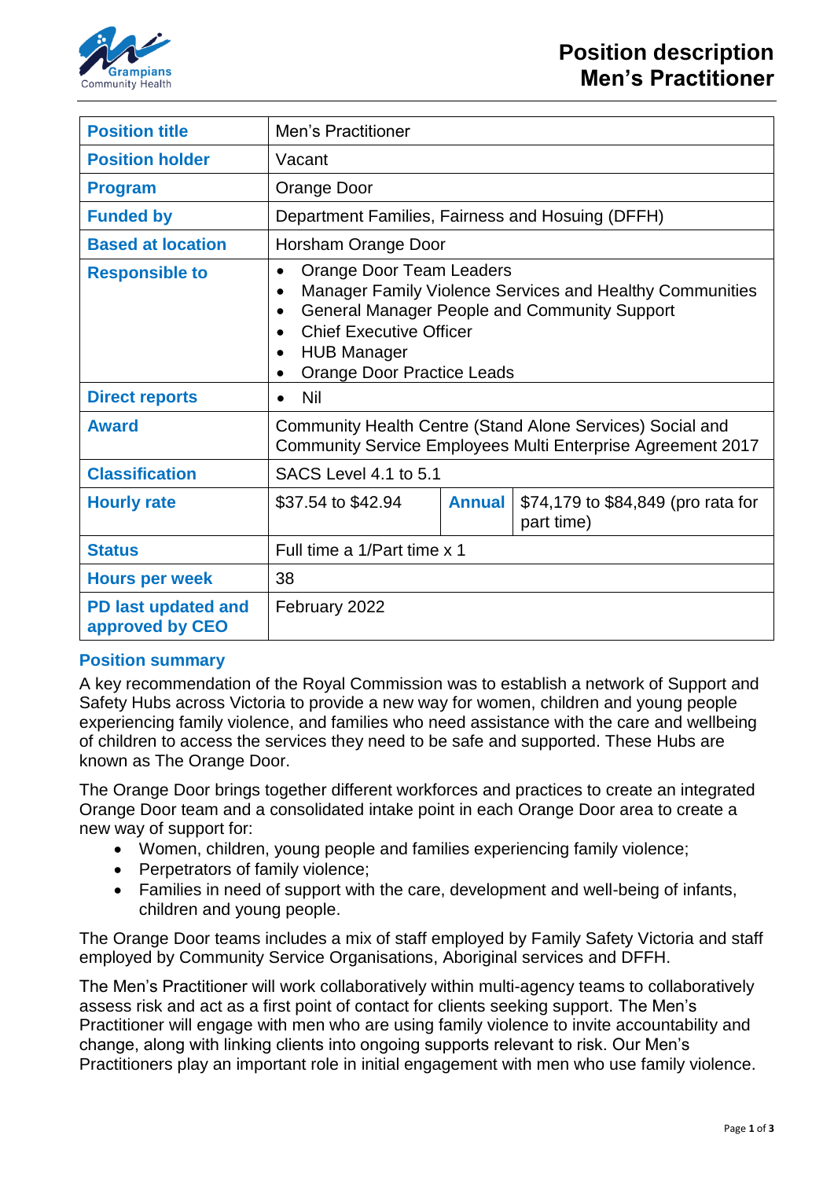# Position description
# Men's Practitioner

| | | | |
|---|---|---|---|
| **Position title** | Men's Practitioner | | |
| **Position holder** | Vacant | | |
| **Program** | Orange Door | | |
| **Funded by** | Department Families, Fairness and Hosuing (DFFH) | | |
| **Based at location** | Horsham Orange Door | | |
| **Responsible to** | • Orange Door Team Leaders<br>• Manager Family Violence Services and Healthy Communities<br>• General Manager People and Community Support<br>• Chief Executive Officer<br>• HUB Manager<br>• Orange Door Practice Leads | | |
| **Direct reports** | • Nil | | |
| **Award** | Community Health Centre (Stand Alone Services) Social and Community Service Employees Multi Enterprise Agreement 2017 | | |
| **Classification** | SACS Level 4.1 to 5.1 | | |
| **Hourly rate** | $37.54 to $42.94 | **Annual** | $74,179 to $84,849 (pro rata for part time) |
| **Status** | Full time a 1/Part time x 1 | | |
| **Hours per week** | 38 | | |
| **PD last updated and approved by CEO** | February 2022 | | |

## Position summary

A key recommendation of the Royal Commission was to establish a network of Support and Safety Hubs across Victoria to provide a new way for women, children and young people experiencing family violence, and families who need assistance with the care and wellbeing of children to access the services they need to be safe and supported. These Hubs are known as The Orange Door.

The Orange Door brings together different workforces and practices to create an integrated Orange Door team and a consolidated intake point in each Orange Door area to create a new way of support for:

- Women, children, young people and families experiencing family violence;
- Perpetrators of family violence;
- Families in need of support with the care, development and well-being of infants, children and young people.

The Orange Door teams includes a mix of staff employed by Family Safety Victoria and staff employed by Community Service Organisations, Aboriginal services and DFFH.

The Men's Practitioner will work collaboratively within multi-agency teams to collaboratively assess risk and act as a first point of contact for clients seeking support. The Men's Practitioner will engage with men who are using family violence to invite accountability and change, along with linking clients into ongoing supports relevant to risk. Our Men's Practitioners play an important role in initial engagement with men who use family violence.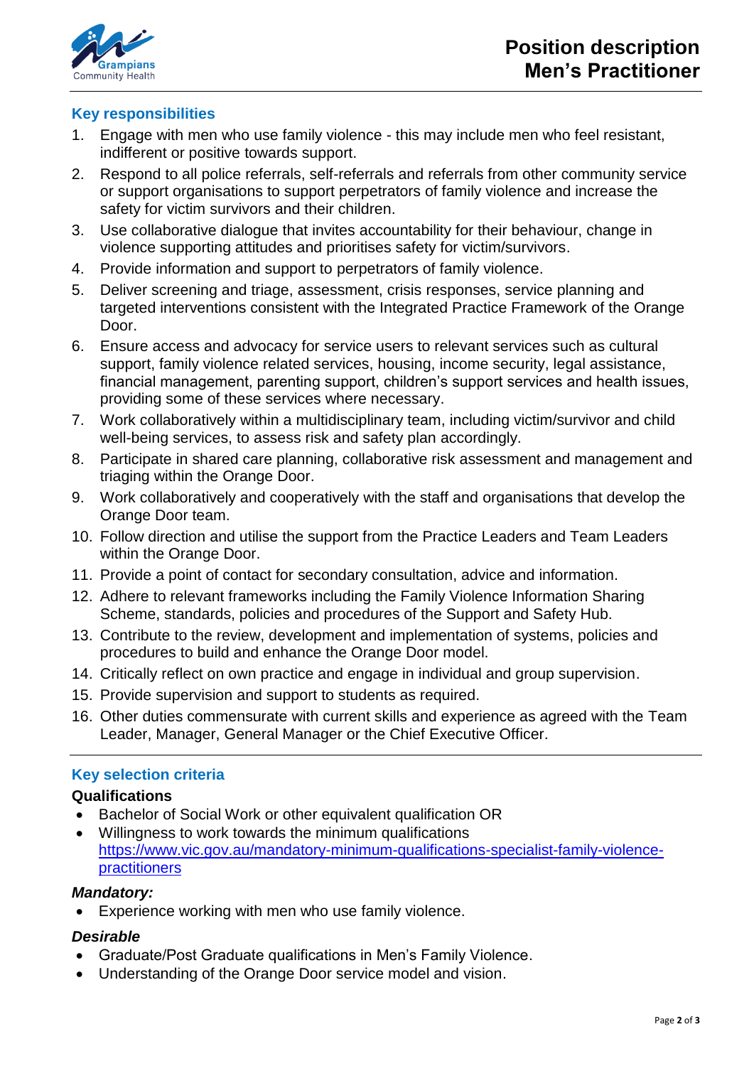## Key responsibilities

1. Engage with men who use family violence - this may include men who feel resistant, indifferent or positive towards support.
2. Respond to all police referrals, self-referrals and referrals from other community service or support organisations to support perpetrators of family violence and increase the safety for victim survivors and their children.
3. Use collaborative dialogue that invites accountability for their behaviour, change in violence supporting attitudes and prioritises safety for victim/survivors.
4. Provide information and support to perpetrators of family violence.
5. Deliver screening and triage, assessment, crisis responses, service planning and targeted interventions consistent with the Integrated Practice Framework of the Orange Door.
6. Ensure access and advocacy for service users to relevant services such as cultural support, family violence related services, housing, income security, legal assistance, financial management, parenting support, children's support services and health issues, providing some of these services where necessary.
7. Work collaboratively within a multidisciplinary team, including victim/survivor and child well-being services, to assess risk and safety plan accordingly.
8. Participate in shared care planning, collaborative risk assessment and management and triaging within the Orange Door.
9. Work collaboratively and cooperatively with the staff and organisations that develop the Orange Door team.
10. Follow direction and utilise the support from the Practice Leaders and Team Leaders within the Orange Door.
11. Provide a point of contact for secondary consultation, advice and information.
12. Adhere to relevant frameworks including the Family Violence Information Sharing Scheme, standards, policies and procedures of the Support and Safety Hub.
13. Contribute to the review, development and implementation of systems, policies and procedures to build and enhance the Orange Door model.
14. Critically reflect on own practice and engage in individual and group supervision.
15. Provide supervision and support to students as required.
16. Other duties commensurate with current skills and experience as agreed with the Team Leader, Manager, General Manager or the Chief Executive Officer.

## Key selection criteria

### Qualifications

- Bachelor of Social Work or other equivalent qualification OR
- Willingness to work towards the minimum qualifications [https://www.vic.gov.au/mandatory-minimum-qualifications-specialist-family-violence-practitioners](https://www.vic.gov.au/mandatory-minimum-qualifications-specialist-family-violence-practitioners)

### *Mandatory:*

- Experience working with men who use family violence.

### *Desirable*

- Graduate/Post Graduate qualifications in Men's Family Violence.
- Understanding of the Orange Door service model and vision.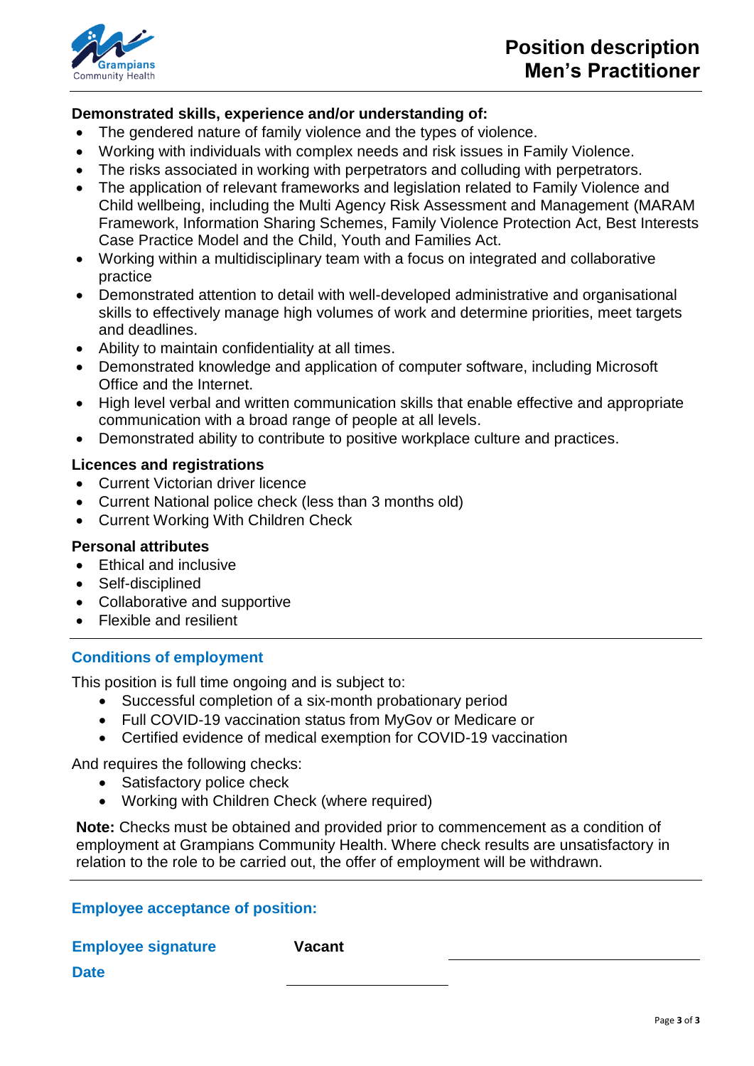**Demonstrated skills, experience and/or understanding of:**

- The gendered nature of family violence and the types of violence.
- Working with individuals with complex needs and risk issues in Family Violence.
- The risks associated in working with perpetrators and colluding with perpetrators.
- The application of relevant frameworks and legislation related to Family Violence and Child wellbeing, including the Multi Agency Risk Assessment and Management (MARAM Framework, Information Sharing Schemes, Family Violence Protection Act, Best Interests Case Practice Model and the Child, Youth and Families Act.
- Working within a multidisciplinary team with a focus on integrated and collaborative practice
- Demonstrated attention to detail with well-developed administrative and organisational skills to effectively manage high volumes of work and determine priorities, meet targets and deadlines.
- Ability to maintain confidentiality at all times.
- Demonstrated knowledge and application of computer software, including Microsoft Office and the Internet.
- High level verbal and written communication skills that enable effective and appropriate communication with a broad range of people at all levels.
- Demonstrated ability to contribute to positive workplace culture and practices.

**Licences and registrations**

- Current Victorian driver licence
- Current National police check (less than 3 months old)
- Current Working With Children Check

**Personal attributes**

- Ethical and inclusive
- Self-disciplined
- Collaborative and supportive
- Flexible and resilient

## Conditions of employment

This position is full time ongoing and is subject to:

- Successful completion of a six-month probationary period
- Full COVID-19 vaccination status from MyGov or Medicare or
- Certified evidence of medical exemption for COVID-19 vaccination

And requires the following checks:

- Satisfactory police check
- Working with Children Check (where required)

**Note:** Checks must be obtained and provided prior to commencement as a condition of employment at Grampians Community Health. Where check results are unsatisfactory in relation to the role to be carried out, the offer of employment will be withdrawn.

## Employee acceptance of position:

**Employee signature** **Vacant** \_\_\_\_\_\_\_\_\_\_\_\_\_\_\_\_\_\_\_\_

**Date** \_\_\_\_\_\_\_\_\_\_\_\_\_\_\_\_\_\_\_\_